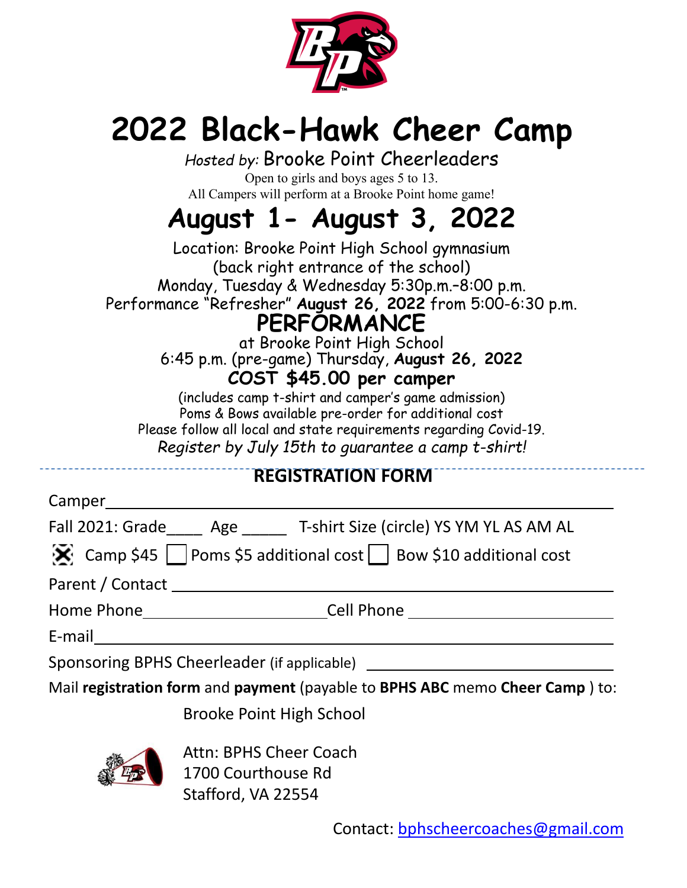# 2022 Black-Hawk Cheer Camp

*Hosted by:* Brooke Point Cheerleaders

Open to girls and boys ages 5 to 13.

All Campers will perform at a Brooke Point home game!

## August 1- August 3, 2022

Location: Brooke Point High School gymnasium

(back right entrance of the school)

Monday, Tuesday & Wednesday 5:30p.m.-8:00 p.m.

Performance "Refresher" **August 26, 2022** from 5:00-6:30 p.m.

## PERFORMANCE

at Brooke Point High School

6:45 p.m. (pre-game) Thursday, **August 26, 2022**

**COST $45.00 per camper**

(includes camp t-shirt and camper's game admission)

Poms & Bows available pre-order for additional cost

Please follow all local and state requirements regarding Covid-19.

*Register by July 15th to guarantee a camp t-shirt!*

---

## REGISTRATION FORM

Camper\_\_\_\_\_\_\_\_\_\_\_\_\_\_\_\_\_\_\_\_\_\_\_\_\_\_\_\_\_\_\_\_\_\_\_\_\_\_\_\_\_\_

Fall 2021: Grade\_\_\_\_ Age \_\_\_\_\_ T-shirt Size (circle) YS YM YL AS AM AL

☒ Camp $45 ☐ Poms $5 additional cost ☐ Bow $10 additional cost

Parent / Contact \_\_\_\_\_\_\_\_\_\_\_\_\_\_\_\_\_\_\_\_\_\_\_\_\_\_\_\_\_\_\_\_\_\_\_\_\_\_\_\_

Home Phone\_\_\_\_\_\_\_\_\_\_\_\_\_\_\_\_\_\_\_\_\_\_Cell Phone \_\_\_\_\_\_\_\_\_\_\_\_\_\_\_\_\_\_\_\_\_\_

E-mail\_\_\_\_\_\_\_\_\_\_\_\_\_\_\_\_\_\_\_\_\_\_\_\_\_\_\_\_\_\_\_\_\_\_\_\_\_\_\_\_\_\_\_\_\_\_

Sponsoring BPHS Cheerleader (if applicable) \_\_\_\_\_\_\_\_\_\_\_\_\_\_\_\_\_\_\_\_\_\_\_\_\_\_

Mail **registration form** and **payment** (payable to **BPHS ABC** memo **Cheer Camp** ) to:

Brooke Point High School

Attn: BPHS Cheer Coach
1700 Courthouse Rd
Stafford, VA 22554

Contact: bphscheercoaches@gmail.com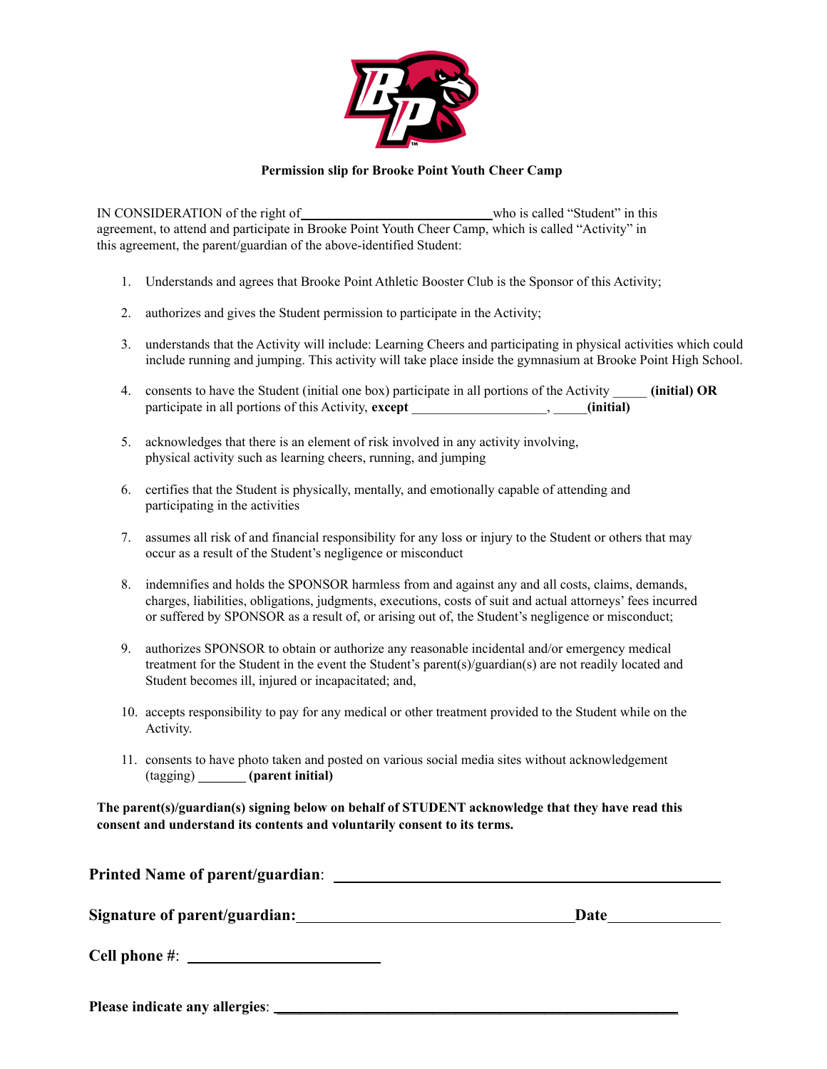**Permission slip for Brooke Point Youth Cheer Camp**

IN CONSIDERATION of the right of \_\_\_\_\_\_\_\_\_\_\_\_\_\_\_\_\_\_\_\_\_\_\_\_\_\_\_\_ who is called "Student" in this agreement, to attend and participate in Brooke Point Youth Cheer Camp, which is called "Activity" in this agreement, the parent/guardian of the above-identified Student:

1. Understands and agrees that Brooke Point Athletic Booster Club is the Sponsor of this Activity;
2. authorizes and gives the Student permission to participate in the Activity;
3. understands that the Activity will include: Learning Cheers and participating in physical activities which could include running and jumping. This activity will take place inside the gymnasium at Brooke Point High School.
4. consents to have the Student (initial one box) participate in all portions of the Activity \_\_\_\_\_ **(initial) OR** participate in all portions of this Activity, **except** \_\_\_\_\_\_\_\_\_\_\_\_\_\_\_\_\_\_\_\_, \_\_\_\_\_**(initial)**
5. acknowledges that there is an element of risk involved in any activity involving, physical activity such as learning cheers, running, and jumping
6. certifies that the Student is physically, mentally, and emotionally capable of attending and participating in the activities
7. assumes all risk of and financial responsibility for any loss or injury to the Student or others that may occur as a result of the Student's negligence or misconduct
8. indemnifies and holds the SPONSOR harmless from and against any and all costs, claims, demands, charges, liabilities, obligations, judgments, executions, costs of suit and actual attorneys' fees incurred or suffered by SPONSOR as a result of, or arising out of, the Student's negligence or misconduct;
9. authorizes SPONSOR to obtain or authorize any reasonable incidental and/or emergency medical treatment for the Student in the event the Student's parent(s)/guardian(s) are not readily located and Student becomes ill, injured or incapacitated; and,
10. accepts responsibility to pay for any medical or other treatment provided to the Student while on the Activity.
11. consents to have photo taken and posted on various social media sites without acknowledgement (tagging) \_\_\_\_\_\_\_ **(parent initial)**

**The parent(s)/guardian(s) signing below on behalf of STUDENT acknowledge that they have read this consent and understand its contents and voluntarily consent to its terms.**

**Printed Name of parent/guardian**: \_\_\_\_\_\_\_\_\_\_\_\_\_\_\_\_\_\_\_\_\_\_\_\_\_\_\_\_\_\_\_\_\_\_\_\_\_\_\_\_\_\_\_\_

**Signature of parent/guardian:** \_\_\_\_\_\_\_\_\_\_\_\_\_\_\_\_\_\_\_\_\_\_\_\_\_\_\_\_\_\_\_\_ **Date** \_\_\_\_\_\_\_\_\_\_\_\_\_

**Cell phone #**: \_\_\_\_\_\_\_\_\_\_\_\_\_\_\_\_\_\_\_\_\_\_

**Please indicate any allergies**: \_\_\_\_\_\_\_\_\_\_\_\_\_\_\_\_\_\_\_\_\_\_\_\_\_\_\_\_\_\_\_\_\_\_\_\_\_\_\_\_\_\_\_\_\_\_